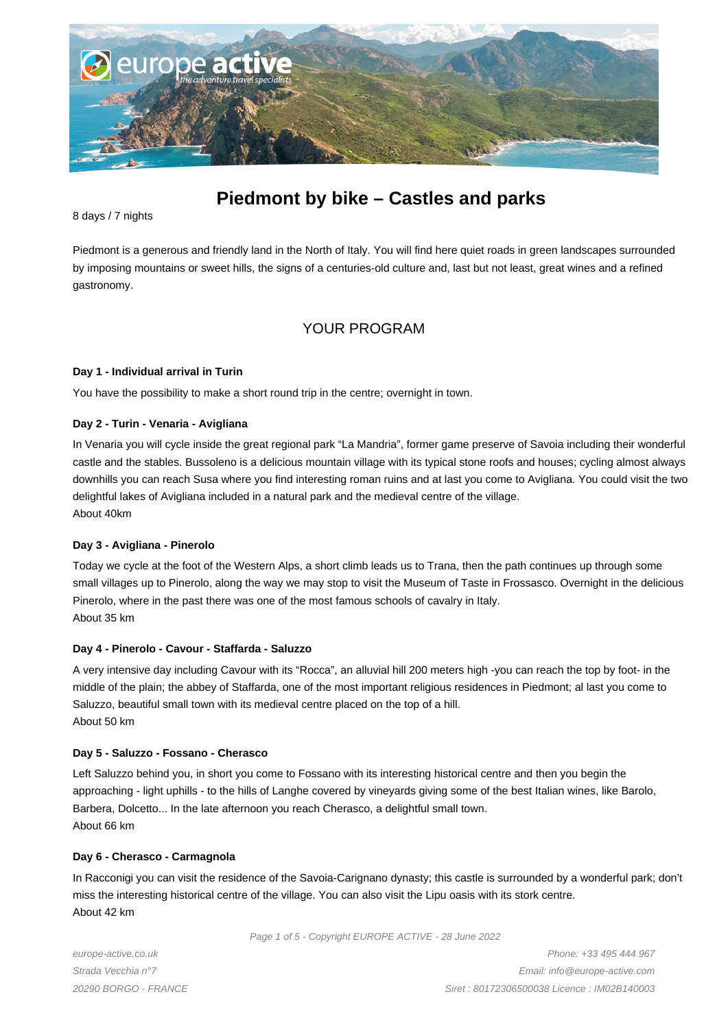# Piedmont by bike – Castles and parks

8 days / 7 nights

Piedmont is a generous and friendly land in the North of Italy. You will find here quiet roads in green landscapes surrounded by imposing mountains or sweet hills, the signs of a centuries-old culture and, last but not least, great wines and a refined gastronomy.

## YOUR PROGRAM

**Day 1 - Individual arrival in Turin**

You have the possibility to make a short round trip in the centre; overnight in town.

**Day 2 - Turin - Venaria - Avigliana**

In Venaria you will cycle inside the great regional park "La Mandria", former game preserve of Savoia including their wonderful castle and the stables. Bussoleno is a delicious mountain village with its typical stone roofs and houses; cycling almost always downhills you can reach Susa where you find interesting roman ruins and at last you come to Avigliana. You could visit the two delightful lakes of Avigliana included in a natural park and the medieval centre of the village.
About 40km

**Day 3 - Avigliana - Pinerolo**

Today we cycle at the foot of the Western Alps, a short climb leads us to Trana, then the path continues up through some small villages up to Pinerolo, along the way we may stop to visit the Museum of Taste in Frossasco. Overnight in the delicious Pinerolo, where in the past there was one of the most famous schools of cavalry in Italy.
About 35 km

**Day 4 - Pinerolo - Cavour - Staffarda - Saluzzo**

A very intensive day including Cavour with its "Rocca", an alluvial hill 200 meters high -you can reach the top by foot- in the middle of the plain; the abbey of Staffarda, one of the most important religious residences in Piedmont; al last you come to Saluzzo, beautiful small town with its medieval centre placed on the top of a hill.
About 50 km

**Day 5 - Saluzzo - Fossano - Cherasco**

Left Saluzzo behind you, in short you come to Fossano with its interesting historical centre and then you begin the approaching - light uphills - to the hills of Langhe covered by vineyards giving some of the best Italian wines, like Barolo, Barbera, Dolcetto... In the late afternoon you reach Cherasco, a delightful small town.
About 66 km

**Day 6 - Cherasco - Carmagnola**

In Racconigi you can visit the residence of the Savoia-Carignano dynasty; this castle is surrounded by a wonderful park; don't miss the interesting historical centre of the village. You can also visit the Lipu oasis with its stork centre.
About 42 km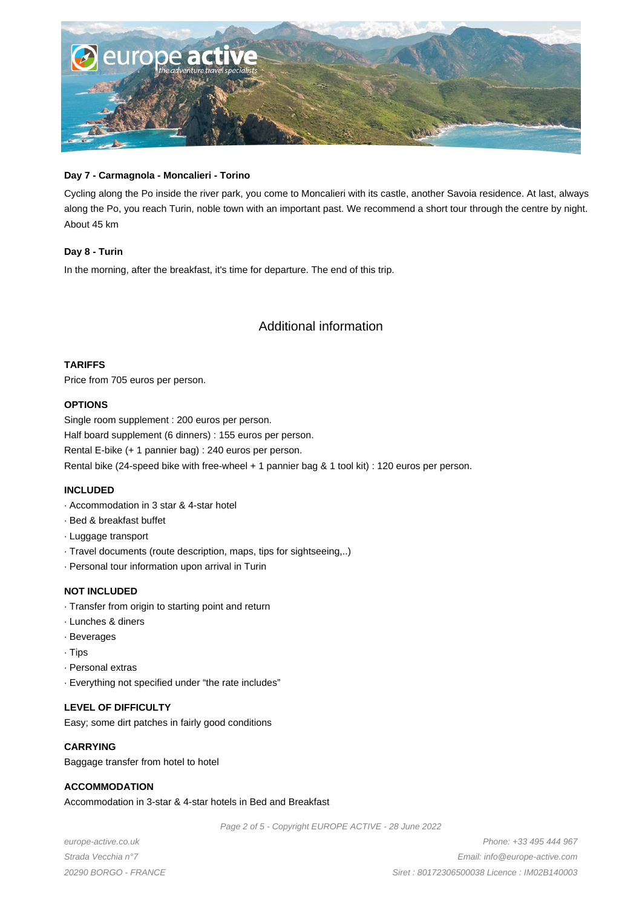**Day 7 - Carmagnola - Moncalieri - Torino**

Cycling along the Po inside the river park, you come to Moncalieri with its castle, another Savoia residence. At last, always along the Po, you reach Turin, noble town with an important past. We recommend a short tour through the centre by night. About 45 km

**Day 8 - Turin**

In the morning, after the breakfast, it's time for departure. The end of this trip.

## Additional information

**TARIFFS**

Price from 705 euros per person.

**OPTIONS**

Single room supplement : 200 euros per person.
Half board supplement (6 dinners) : 155 euros per person.
Rental E-bike (+ 1 pannier bag) : 240 euros per person.
Rental bike (24-speed bike with free-wheel + 1 pannier bag & 1 tool kit) : 120 euros per person.

**INCLUDED**

· Accommodation in 3 star & 4-star hotel
· Bed & breakfast buffet
· Luggage transport
· Travel documents (route description, maps, tips for sightseeing,..)
· Personal tour information upon arrival in Turin

**NOT INCLUDED**

· Transfer from origin to starting point and return
· Lunches & diners
· Beverages
· Tips
· Personal extras
· Everything not specified under “the rate includes”

**LEVEL OF DIFFICULTY**

Easy; some dirt patches in fairly good conditions

**CARRYING**

Baggage transfer from hotel to hotel

**ACCOMMODATION**

Accommodation in 3-star & 4-star hotels in Bed and Breakfast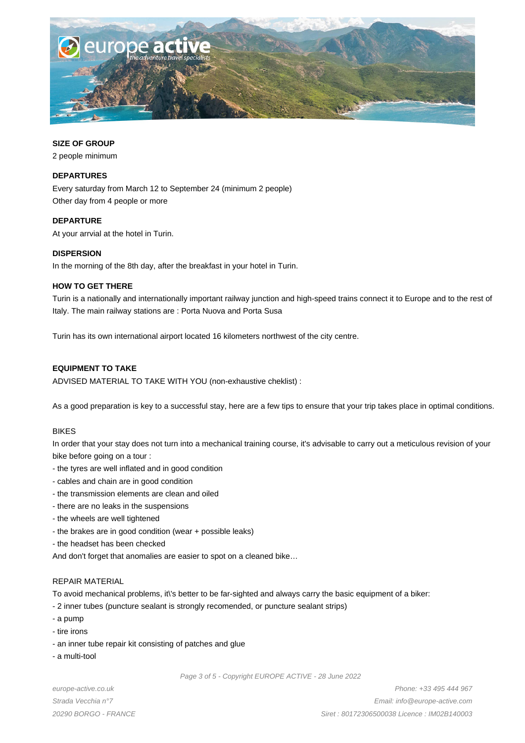**SIZE OF GROUP**

2 people minimum

**DEPARTURES**

Every saturday from March 12 to September 24 (minimum 2 people)
Other day from 4 people or more

**DEPARTURE**

At your arrvial at the hotel in Turin.

**DISPERSION**

In the morning of the 8th day, after the breakfast in your hotel in Turin.

**HOW TO GET THERE**

Turin is a nationally and internationally important railway junction and high-speed trains connect it to Europe and to the rest of Italy. The main railway stations are : Porta Nuova and Porta Susa

Turin has its own international airport located 16 kilometers northwest of the city centre.

**EQUIPMENT TO TAKE**

ADVISED MATERIAL TO TAKE WITH YOU (non-exhaustive cheklist) :

As a good preparation is key to a successful stay, here are a few tips to ensure that your trip takes place in optimal conditions.

BIKES

In order that your stay does not turn into a mechanical training course, it's advisable to carry out a meticulous revision of your bike before going on a tour :

- the tyres are well inflated and in good condition
- cables and chain are in good condition
- the transmission elements are clean and oiled
- there are no leaks in the suspensions
- the wheels are well tightened
- the brakes are in good condition (wear + possible leaks)
- the headset has been checked

And don't forget that anomalies are easier to spot on a cleaned bike…

REPAIR MATERIAL

To avoid mechanical problems, it\'s better to be far-sighted and always carry the basic equipment of a biker:

- 2 inner tubes (puncture sealant is strongly recomended, or puncture sealant strips)
- a pump
- tire irons
- an inner tube repair kit consisting of patches and glue
- a multi-tool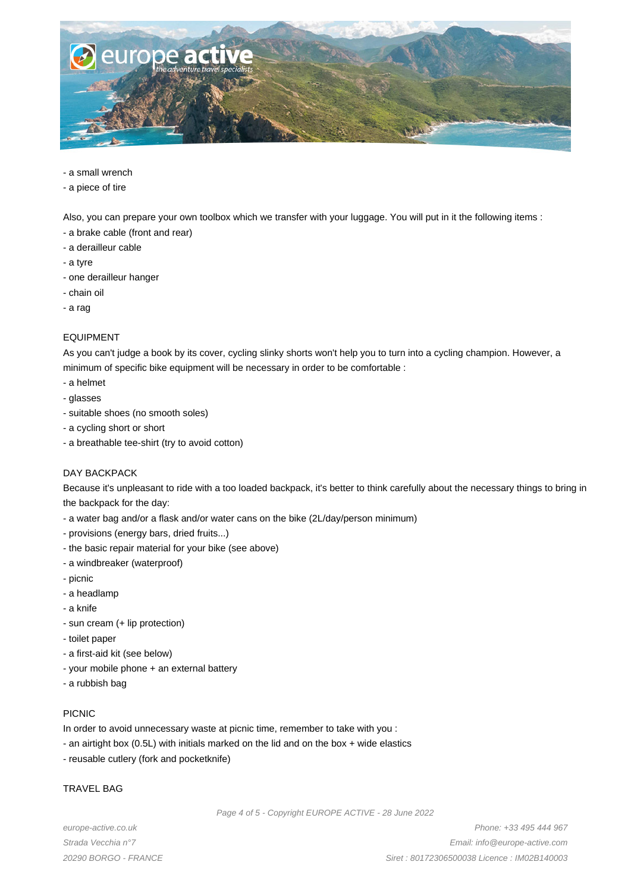- a small wrench
- a piece of tire

Also, you can prepare your own toolbox which we transfer with your luggage. You will put in it the following items :

- a brake cable (front and rear)
- a derailleur cable
- a tyre
- one derailleur hanger
- chain oil
- a rag

## EQUIPMENT

As you can't judge a book by its cover, cycling slinky shorts won't help you to turn into a cycling champion. However, a minimum of specific bike equipment will be necessary in order to be comfortable :

- a helmet
- glasses
- suitable shoes (no smooth soles)
- a cycling short or short
- a breathable tee-shirt (try to avoid cotton)

## DAY BACKPACK

Because it's unpleasant to ride with a too loaded backpack, it's better to think carefully about the necessary things to bring in the backpack for the day:

- a water bag and/or a flask and/or water cans on the bike (2L/day/person minimum)
- provisions (energy bars, dried fruits...)
- the basic repair material for your bike (see above)
- a windbreaker (waterproof)
- picnic
- a headlamp
- a knife
- sun cream (+ lip protection)
- toilet paper
- a first-aid kit (see below)
- your mobile phone + an external battery
- a rubbish bag

## PICNIC

In order to avoid unnecessary waste at picnic time, remember to take with you :

- an airtight box (0.5L) with initials marked on the lid and on the box + wide elastics
- reusable cutlery (fork and pocketknife)

## TRAVEL BAG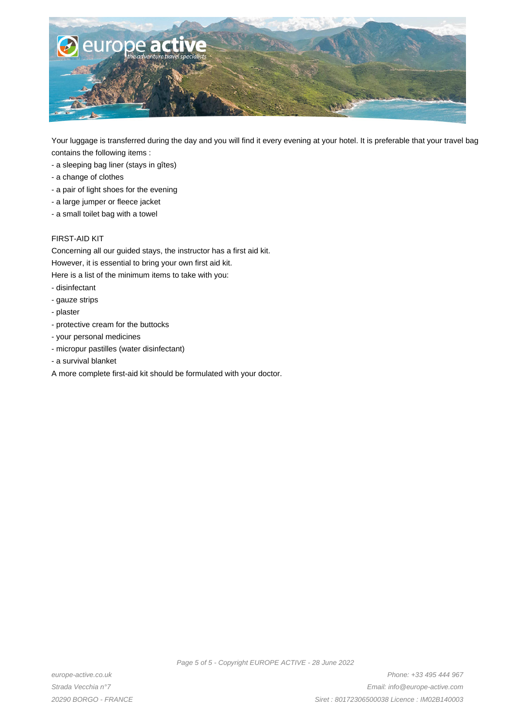Your luggage is transferred during the day and you will find it every evening at your hotel. It is preferable that your travel bag contains the following items :

- a sleeping bag liner (stays in gîtes)
- a change of clothes
- a pair of light shoes for the evening
- a large jumper or fleece jacket
- a small toilet bag with a towel

FIRST-AID KIT

Concerning all our guided stays, the instructor has a first aid kit.
However, it is essential to bring your own first aid kit.
Here is a list of the minimum items to take with you:

- disinfectant
- gauze strips
- plaster
- protective cream for the buttocks
- your personal medicines
- micropur pastilles (water disinfectant)
- a survival blanket

A more complete first-aid kit should be formulated with your doctor.